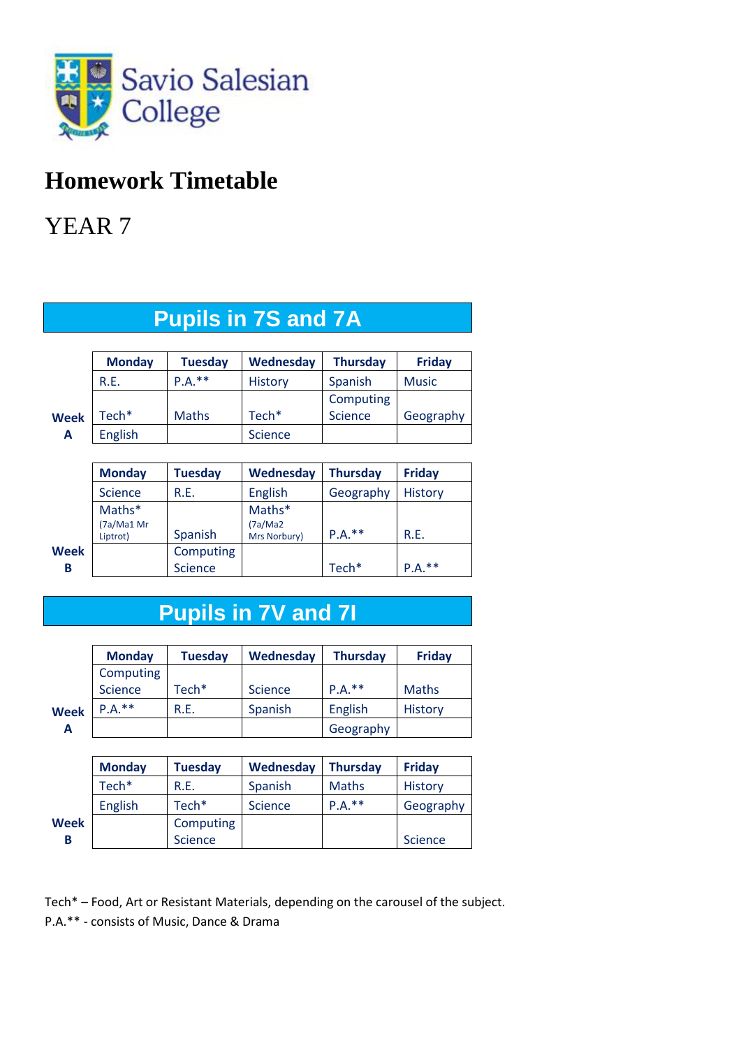Savio Salesian College

# Homework Timetable

## YEAR 7

## Pupils in 7S and 7A

**Week A**

| Monday | Tuesday | Wednesday | Thursday | Friday |
|---|---|---|---|---|
| R.E. | P.A.** | History | Spanish | Music |
| Tech* | Maths | Tech* | Computing Science | Geography |
| English | | Science | | |

**Week B**

| Monday | Tuesday | Wednesday | Thursday | Friday |
|---|---|---|---|---|
| Science | R.E. | English | Geography | History |
| Maths* (7a/Ma1 Mr Liptrot) | Spanish | Maths* (7a/Ma2 Mrs Norbury) | P.A.** | R.E. |
| | Computing Science | | Tech* | P.A.** |

## Pupils in 7V and 7I

**Week A**

| Monday | Tuesday | Wednesday | Thursday | Friday |
|---|---|---|---|---|
| Computing Science | Tech* | Science | P.A.** | Maths |
| P.A.** | R.E. | Spanish | English | History |
| | | | Geography | |

**Week B**

| Monday | Tuesday | Wednesday | Thursday | Friday |
|---|---|---|---|---|
| Tech* | R.E. | Spanish | Maths | History |
| English | Tech* | Science | P.A.** | Geography |
| | Computing Science | | | Science |

Tech* – Food, Art or Resistant Materials, depending on the carousel of the subject.
P.A.** - consists of Music, Dance & Drama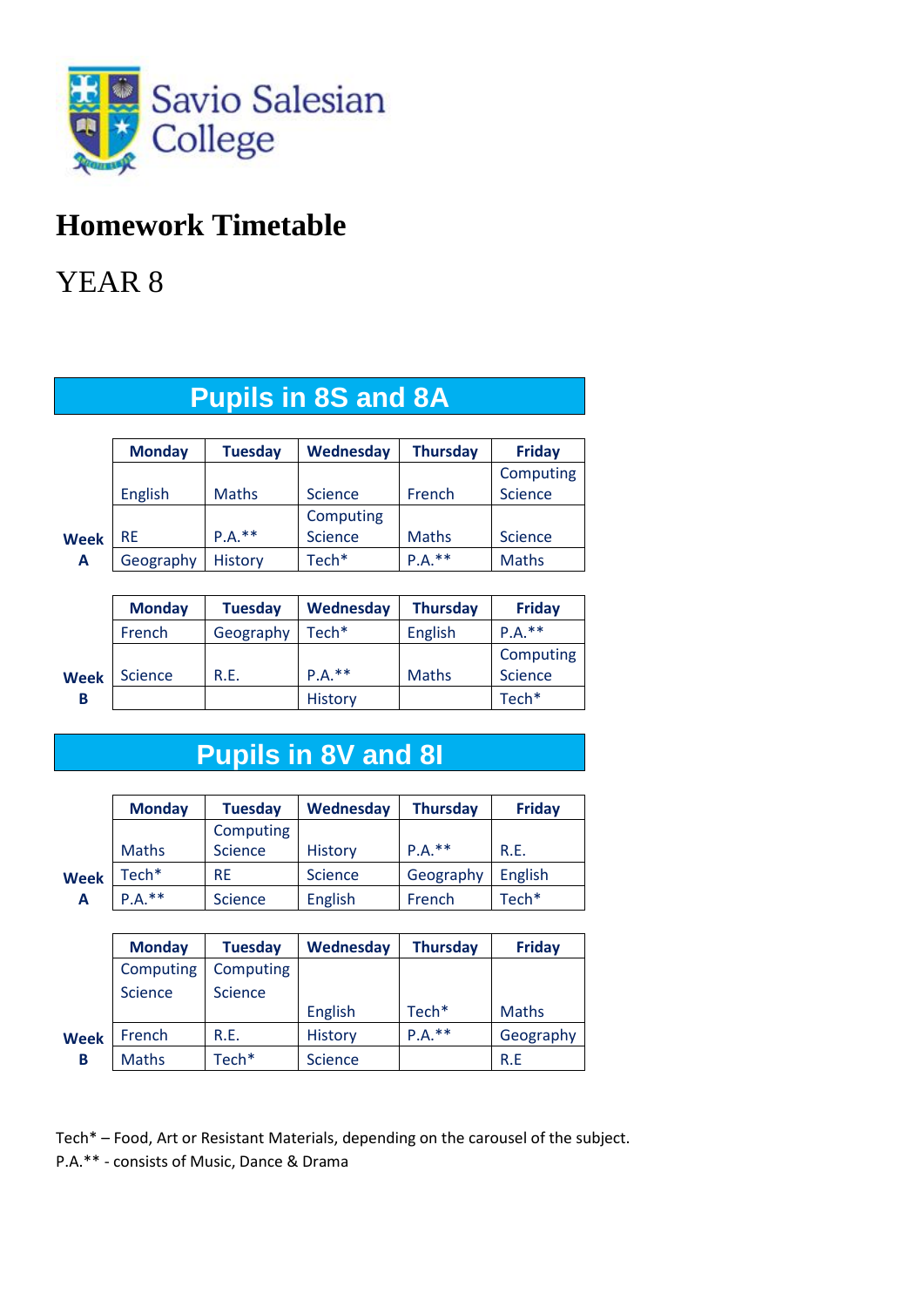Savio Salesian College

# Homework Timetable

## YEAR 8

### Pupils in 8S and 8A

**Week A**

| Monday | Tuesday | Wednesday | Thursday | Friday |
|---|---|---|---|---|
| English | Maths | Science | French | Computing Science |
| RE | P.A.** | Computing Science | Maths | Science |
| Geography | History | Tech* | P.A.** | Maths |

**Week B**

| Monday | Tuesday | Wednesday | Thursday | Friday |
|---|---|---|---|---|
| French | Geography | Tech* | English | P.A.** |
| Science | R.E. | P.A.** | Maths | Computing Science |
| | | History | | Tech* |

### Pupils in 8V and 8I

**Week A**

| Monday | Tuesday | Wednesday | Thursday | Friday |
|---|---|---|---|---|
| Maths | Computing Science | History | P.A.** | R.E. |
| Tech* | RE | Science | Geography | English |
| P.A.** | Science | English | French | Tech* |

**Week B**

| Monday | Tuesday | Wednesday | Thursday | Friday |
|---|---|---|---|---|
| Computing Science | Computing Science | English | Tech* | Maths |
| French | R.E. | History | P.A.** | Geography |
| Maths | Tech* | Science | | R.E |

Tech* – Food, Art or Resistant Materials, depending on the carousel of the subject.
P.A.** - consists of Music, Dance & Drama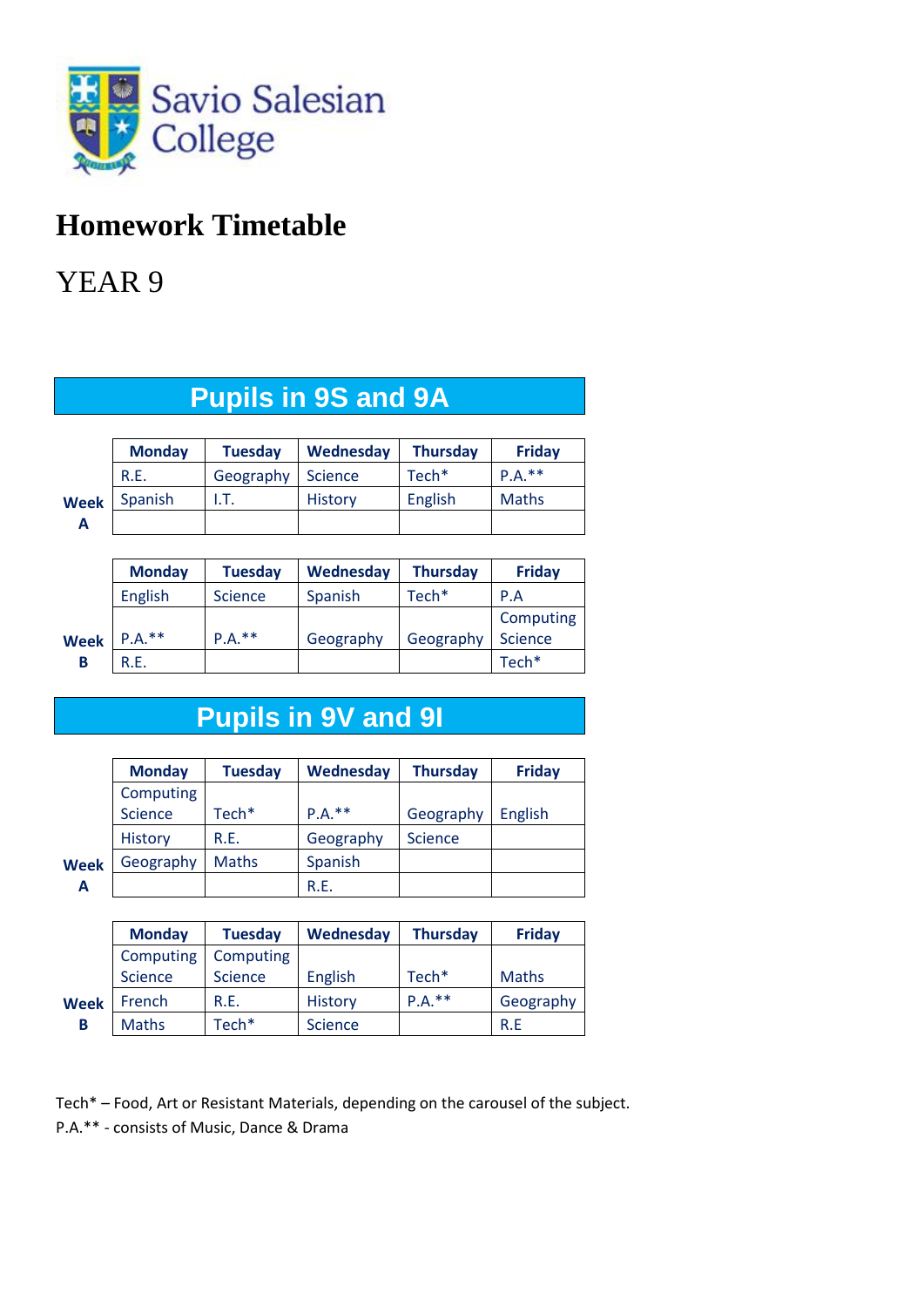Savio Salesian College

# Homework Timetable

## YEAR 9

## Pupils in 9S and 9A

**Week A**

| Monday | Tuesday | Wednesday | Thursday | Friday |
|---|---|---|---|---|
| R.E. | Geography | Science | Tech* | P.A.** |
| Spanish | I.T. | History | English | Maths |
| | | | | |

**Week B**

| Monday | Tuesday | Wednesday | Thursday | Friday |
|---|---|---|---|---|
| English | Science | Spanish | Tech* | P.A |
| P.A.** | P.A.** | Geography | Geography | Computing Science |
| R.E. | | | | Tech* |

## Pupils in 9V and 9I

**Week A**

| Monday | Tuesday | Wednesday | Thursday | Friday |
|---|---|---|---|---|
| Computing Science | Tech* | P.A.** | Geography | English |
| History | R.E. | Geography | Science | |
| Geography | Maths | Spanish | | |
| | | R.E. | | |

**Week B**

| Monday | Tuesday | Wednesday | Thursday | Friday |
|---|---|---|---|---|
| Computing Science | Computing Science | English | Tech* | Maths |
| French | R.E. | History | P.A.** | Geography |
| Maths | Tech* | Science | | R.E |

Tech* – Food, Art or Resistant Materials, depending on the carousel of the subject.

P.A.** - consists of Music, Dance & Drama